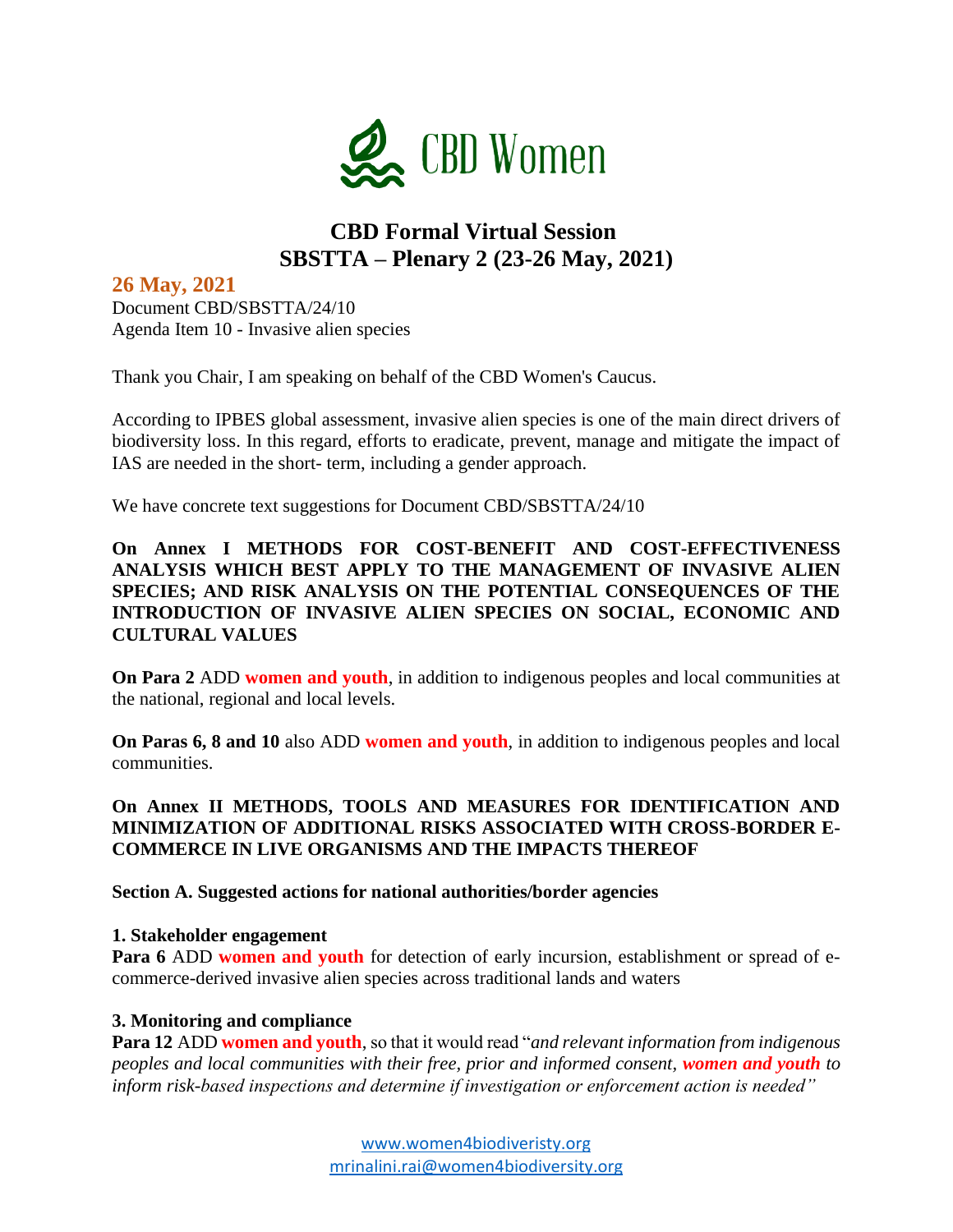CBD Women

# CBD Formal Virtual Session
# SBSTTA – Plenary 2 (23-26 May, 2021)

**26 May, 2021**

Document CBD/SBSTTA/24/10
Agenda Item 10 - Invasive alien species

Thank you Chair, I am speaking on behalf of the CBD Women's Caucus.

According to IPBES global assessment, invasive alien species is one of the main direct drivers of biodiversity loss. In this regard, efforts to eradicate, prevent, manage and mitigate the impact of IAS are needed in the short- term, including a gender approach.

We have concrete text suggestions for Document CBD/SBSTTA/24/10

**On Annex I METHODS FOR COST-BENEFIT AND COST-EFFECTIVENESS ANALYSIS WHICH BEST APPLY TO THE MANAGEMENT OF INVASIVE ALIEN SPECIES; AND RISK ANALYSIS ON THE POTENTIAL CONSEQUENCES OF THE INTRODUCTION OF INVASIVE ALIEN SPECIES ON SOCIAL, ECONOMIC AND CULTURAL VALUES**

**On Para 2** ADD **women and youth**, in addition to indigenous peoples and local communities at the national, regional and local levels.

**On Paras 6, 8 and 10** also ADD **women and youth**, in addition to indigenous peoples and local communities.

**On Annex II METHODS, TOOLS AND MEASURES FOR IDENTIFICATION AND MINIMIZATION OF ADDITIONAL RISKS ASSOCIATED WITH CROSS-BORDER E-COMMERCE IN LIVE ORGANISMS AND THE IMPACTS THEREOF**

**Section A. Suggested actions for national authorities/border agencies**

**1. Stakeholder engagement**

**Para 6** ADD **women and youth** for detection of early incursion, establishment or spread of e-commerce-derived invasive alien species across traditional lands and waters

**3. Monitoring and compliance**

**Para 12** ADD **women and youth**, so that it would read "*and relevant information from indigenous peoples and local communities with their free, prior and informed consent, **women and youth** to inform risk-based inspections and determine if investigation or enforcement action is needed"*

www.women4biodiveristy.org
mrinalini.rai@women4biodiversity.org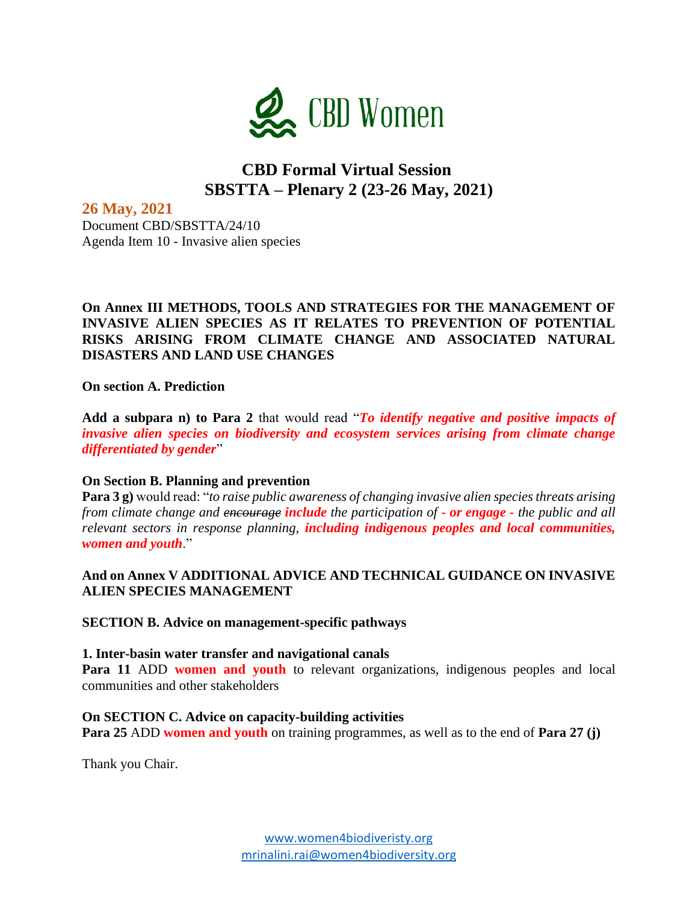CBD Women

# CBD Formal Virtual Session
# SBSTTA – Plenary 2 (23-26 May, 2021)

**26 May, 2021**
Document CBD/SBSTTA/24/10
Agenda Item 10 - Invasive alien species

**On Annex III METHODS, TOOLS AND STRATEGIES FOR THE MANAGEMENT OF INVASIVE ALIEN SPECIES AS IT RELATES TO PREVENTION OF POTENTIAL RISKS ARISING FROM CLIMATE CHANGE AND ASSOCIATED NATURAL DISASTERS AND LAND USE CHANGES**

**On section A. Prediction**

**Add a subpara n) to Para 2** that would read "***To identify negative and positive impacts of invasive alien species on biodiversity and ecosystem services arising from climate change differentiated by gender***"

**On Section B. Planning and prevention**
**Para 3 g)** would read: "*to raise public awareness of changing invasive alien species threats arising from climate change and ~~encourage~~* ***include*** *the participation of* ***- or engage -*** *the public and all relevant sectors in response planning,* ***including indigenous peoples and local communities, women and youth****.*"

**And on Annex V ADDITIONAL ADVICE AND TECHNICAL GUIDANCE ON INVASIVE ALIEN SPECIES MANAGEMENT**

**SECTION B. Advice on management-specific pathways**

**1. Inter-basin water transfer and navigational canals**
**Para 11** ADD **women and youth** to relevant organizations, indigenous peoples and local communities and other stakeholders

**On SECTION C. Advice on capacity-building activities**
**Para 25** ADD **women and youth** on training programmes, as well as to the end of **Para 27 (j)**

Thank you Chair.

www.women4biodiveristy.org
mrinalini.rai@women4biodiversity.org